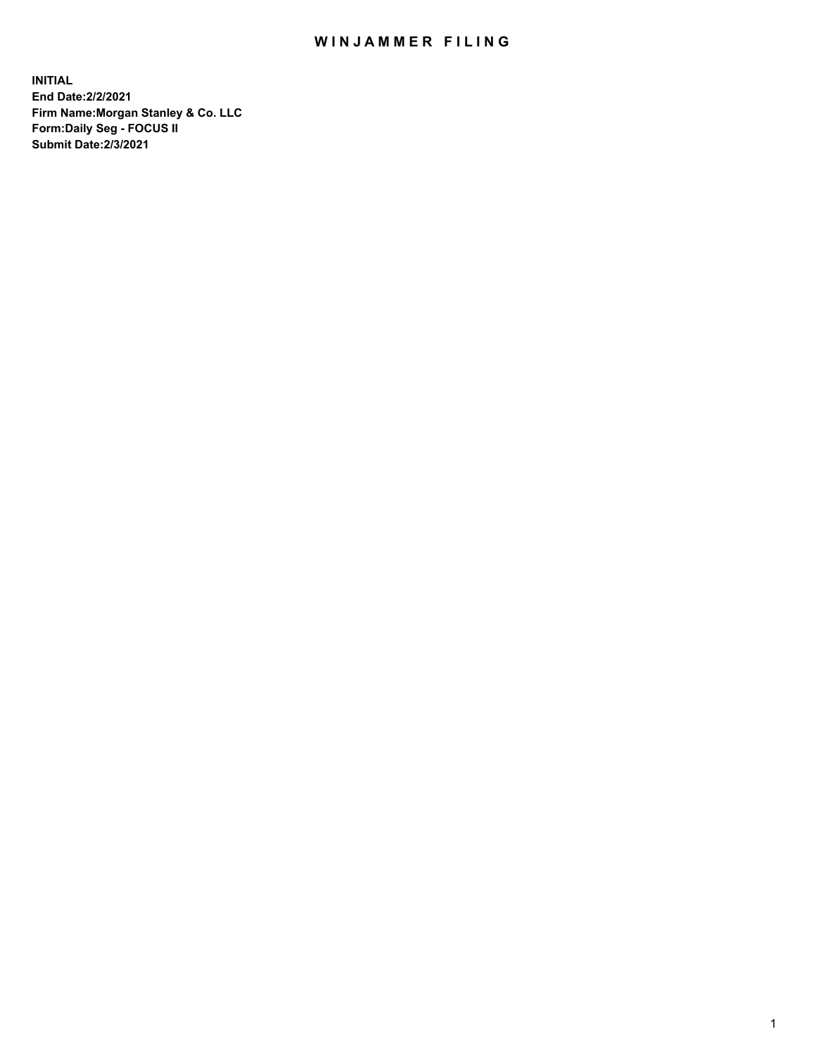# WINJAMMER FILING

**INITIAL**
**End Date:2/2/2021**
**Firm Name:Morgan Stanley & Co. LLC**
**Form:Daily Seg - FOCUS II**
**Submit Date:2/3/2021**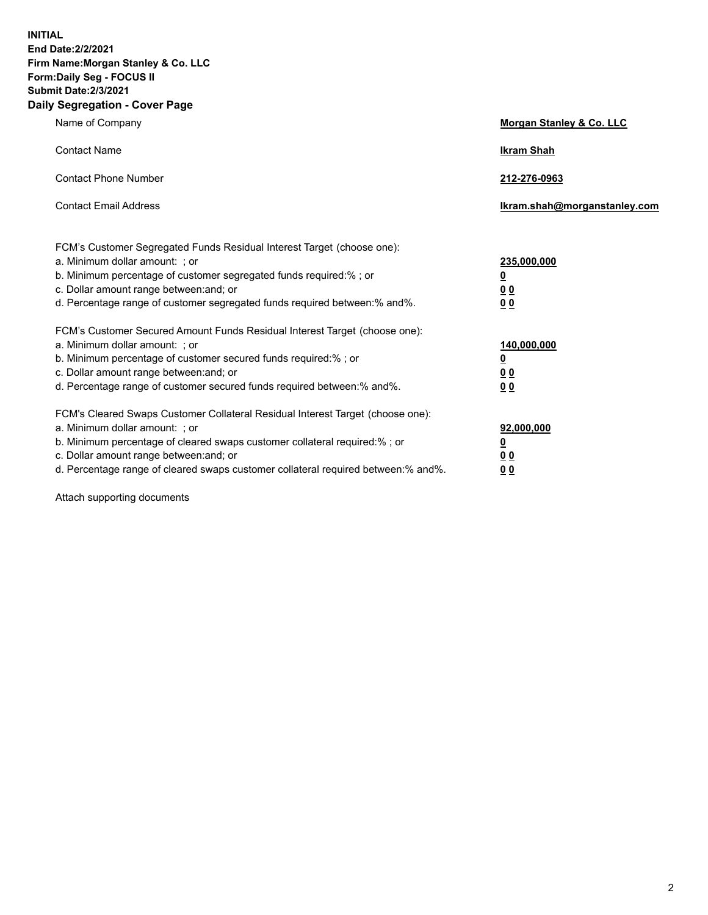**INITIAL**
**End Date:2/2/2021**
**Firm Name:Morgan Stanley & Co. LLC**
**Form:Daily Seg - FOCUS II**
**Submit Date:2/3/2021**

## Daily Segregation - Cover Page

| | |
|---|---|
| Name of Company | **Morgan Stanley & Co. LLC** |
| Contact Name | **Ikram Shah** |
| Contact Phone Number | **212-276-0963** |
| Contact Email Address | **Ikram.shah@morganstanley.com** |

| | |
|---|---|
| FCM's Customer Segregated Funds Residual Interest Target (choose one): | |
| a. Minimum dollar amount: ; or | **235,000,000** |
| b. Minimum percentage of customer segregated funds required:% ; or | **0** |
| c. Dollar amount range between:and; or | **0 0** |
| d. Percentage range of customer segregated funds required between:% and%. | **0 0** |
| FCM's Customer Secured Amount Funds Residual Interest Target (choose one): | |
| a. Minimum dollar amount: ; or | **140,000,000** |
| b. Minimum percentage of customer secured funds required:% ; or | **0** |
| c. Dollar amount range between:and; or | **0 0** |
| d. Percentage range of customer secured funds required between:% and%. | **0 0** |
| FCM's Cleared Swaps Customer Collateral Residual Interest Target (choose one): | |
| a. Minimum dollar amount: ; or | **92,000,000** |
| b. Minimum percentage of cleared swaps customer collateral required:% ; or | **0** |
| c. Dollar amount range between:and; or | **0 0** |
| d. Percentage range of cleared swaps customer collateral required between:% and%. | **0 0** |

Attach supporting documents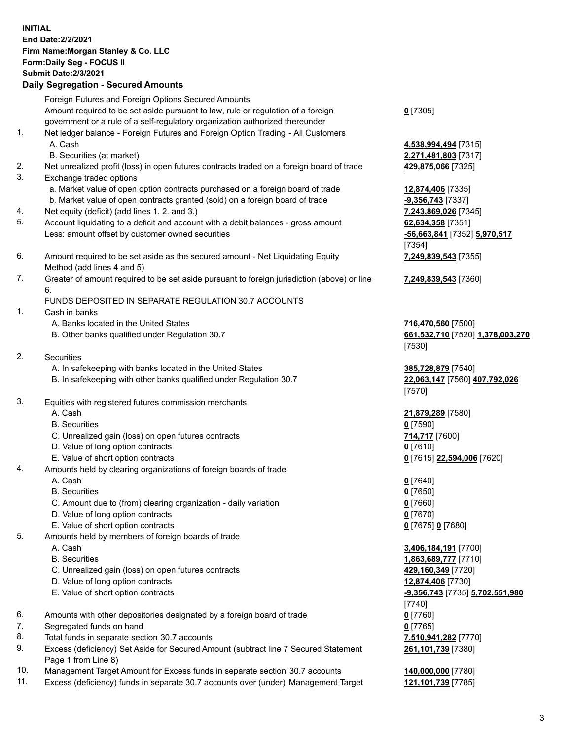**INITIAL**
**End Date:2/2/2021**
**Firm Name:Morgan Stanley & Co. LLC**
**Form:Daily Seg - FOCUS II**
**Submit Date:2/3/2021**

**Daily Segregation - Secured Amounts**

| | | |
|---|---|---|
| | Foreign Futures and Foreign Options Secured Amounts | |
| | Amount required to be set aside pursuant to law, rule or regulation of a foreign government or a rule of a self-regulatory organization authorized thereunder | **0** [7305] |
| 1. | Net ledger balance - Foreign Futures and Foreign Option Trading - All Customers | |
| | A. Cash | **4,538,994,494** [7315] |
| | B. Securities (at market) | **2,271,481,803** [7317] |
| 2. | Net unrealized profit (loss) in open futures contracts traded on a foreign board of trade | **429,875,066** [7325] |
| 3. | Exchange traded options | |
| | a. Market value of open option contracts purchased on a foreign board of trade | **12,874,406** [7335] |
| | b. Market value of open contracts granted (sold) on a foreign board of trade | **-9,356,743** [7337] |
| 4. | Net equity (deficit) (add lines 1. 2. and 3.) | **7,243,869,026** [7345] |
| 5. | Account liquidating to a deficit and account with a debit balances - gross amount | **62,634,358** [7351] |
| | Less: amount offset by customer owned securities | **-56,663,841** [7352] **5,970,517** [7354] |
| 6. | Amount required to be set aside as the secured amount - Net Liquidating Equity Method (add lines 4 and 5) | **7,249,839,543** [7355] |
| 7. | Greater of amount required to be set aside pursuant to foreign jurisdiction (above) or line 6. | **7,249,839,543** [7360] |
| | FUNDS DEPOSITED IN SEPARATE REGULATION 30.7 ACCOUNTS | |
| 1. | Cash in banks | |
| | A. Banks located in the United States | **716,470,560** [7500] |
| | B. Other banks qualified under Regulation 30.7 | **661,532,710** [7520] **1,378,003,270** [7530] |
| 2. | Securities | |
| | A. In safekeeping with banks located in the United States | **385,728,879** [7540] |
| | B. In safekeeping with other banks qualified under Regulation 30.7 | **22,063,147** [7560] **407,792,026** [7570] |
| 3. | Equities with registered futures commission merchants | |
| | A. Cash | **21,879,289** [7580] |
| | B. Securities | **0** [7590] |
| | C. Unrealized gain (loss) on open futures contracts | **714,717** [7600] |
| | D. Value of long option contracts | **0** [7610] |
| | E. Value of short option contracts | **0** [7615] **22,594,006** [7620] |
| 4. | Amounts held by clearing organizations of foreign boards of trade | |
| | A. Cash | **0** [7640] |
| | B. Securities | **0** [7650] |
| | C. Amount due to (from) clearing organization - daily variation | **0** [7660] |
| | D. Value of long option contracts | **0** [7670] |
| | E. Value of short option contracts | **0** [7675] **0** [7680] |
| 5. | Amounts held by members of foreign boards of trade | |
| | A. Cash | **3,406,184,191** [7700] |
| | B. Securities | **1,863,689,777** [7710] |
| | C. Unrealized gain (loss) on open futures contracts | **429,160,349** [7720] |
| | D. Value of long option contracts | **12,874,406** [7730] |
| | E. Value of short option contracts | **-9,356,743** [7735] **5,702,551,980** [7740] |
| 6. | Amounts with other depositories designated by a foreign board of trade | **0** [7760] |
| 7. | Segregated funds on hand | **0** [7765] |
| 8. | Total funds in separate section 30.7 accounts | **7,510,941,282** [7770] |
| 9. | Excess (deficiency) Set Aside for Secured Amount (subtract line 7 Secured Statement Page 1 from Line 8) | **261,101,739** [7380] |
| 10. | Management Target Amount for Excess funds in separate section 30.7 accounts | **140,000,000** [7780] |
| 11. | Excess (deficiency) funds in separate 30.7 accounts over (under) Management Target | **121,101,739** [7785] |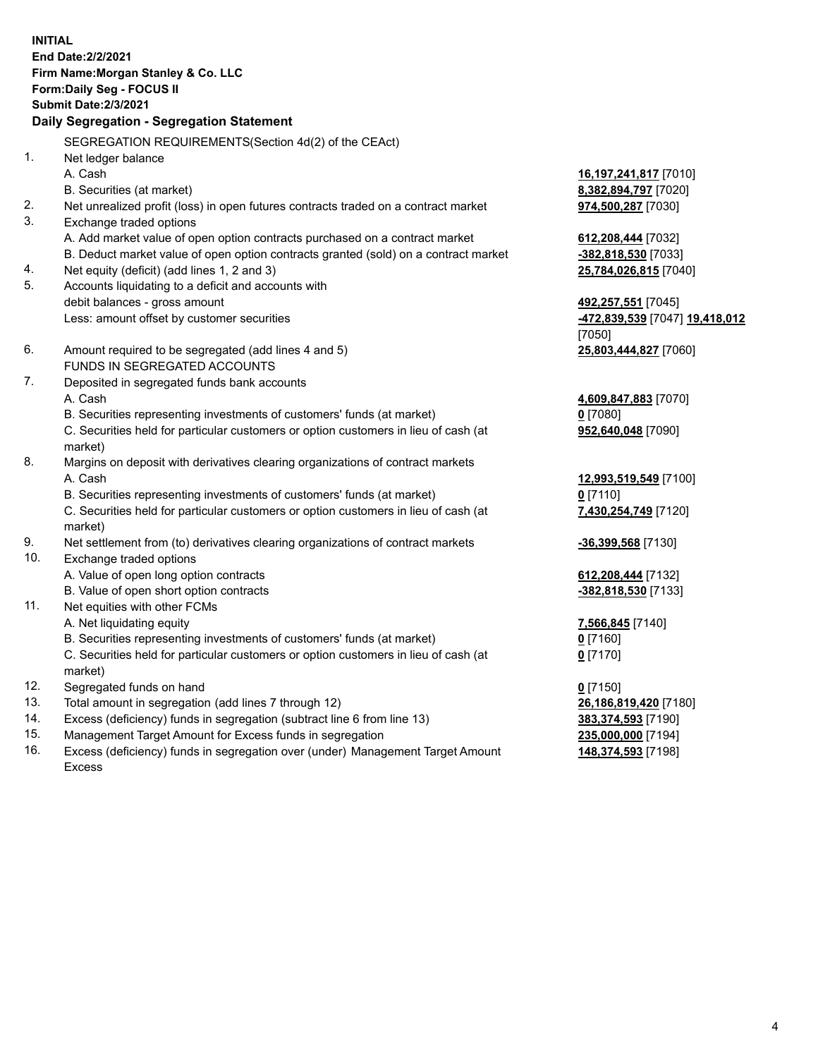**INITIAL**
**End Date:2/2/2021**
**Firm Name:Morgan Stanley & Co. LLC**
**Form:Daily Seg - FOCUS II**
**Submit Date:2/3/2021**

### Daily Segregation - Segregation Statement

SEGREGATION REQUIREMENTS(Section 4d(2) of the CEAct)

| | | |
|---|---|---|
| 1. | Net ledger balance | |
| | A. Cash | **16,197,241,817** [7010] |
| | B. Securities (at market) | **8,382,894,797** [7020] |
| 2. | Net unrealized profit (loss) in open futures contracts traded on a contract market | **974,500,287** [7030] |
| 3. | Exchange traded options | |
| | A. Add market value of open option contracts purchased on a contract market | **612,208,444** [7032] |
| | B. Deduct market value of open option contracts granted (sold) on a contract market | **-382,818,530** [7033] |
| 4. | Net equity (deficit) (add lines 1, 2 and 3) | **25,784,026,815** [7040] |
| 5. | Accounts liquidating to a deficit and accounts with debit balances - gross amount | **492,257,551** [7045] |
| | Less: amount offset by customer securities | **-472,839,539** [7047] **19,418,012** [7050] |
| 6. | Amount required to be segregated (add lines 4 and 5) | **25,803,444,827** [7060] |
| | FUNDS IN SEGREGATED ACCOUNTS | |
| 7. | Deposited in segregated funds bank accounts | |
| | A. Cash | **4,609,847,883** [7070] |
| | B. Securities representing investments of customers' funds (at market) | **0** [7080] |
| | C. Securities held for particular customers or option customers in lieu of cash (at market) | **952,640,048** [7090] |
| 8. | Margins on deposit with derivatives clearing organizations of contract markets | |
| | A. Cash | **12,993,519,549** [7100] |
| | B. Securities representing investments of customers' funds (at market) | **0** [7110] |
| | C. Securities held for particular customers or option customers in lieu of cash (at market) | **7,430,254,749** [7120] |
| 9. | Net settlement from (to) derivatives clearing organizations of contract markets | **-36,399,568** [7130] |
| 10. | Exchange traded options | |
| | A. Value of open long option contracts | **612,208,444** [7132] |
| | B. Value of open short option contracts | **-382,818,530** [7133] |
| 11. | Net equities with other FCMs | |
| | A. Net liquidating equity | **7,566,845** [7140] |
| | B. Securities representing investments of customers' funds (at market) | **0** [7160] |
| | C. Securities held for particular customers or option customers in lieu of cash (at market) | **0** [7170] |
| 12. | Segregated funds on hand | **0** [7150] |
| 13. | Total amount in segregation (add lines 7 through 12) | **26,186,819,420** [7180] |
| 14. | Excess (deficiency) funds in segregation (subtract line 6 from line 13) | **383,374,593** [7190] |
| 15. | Management Target Amount for Excess funds in segregation | **235,000,000** [7194] |
| 16. | Excess (deficiency) funds in segregation over (under) Management Target Amount Excess | **148,374,593** [7198] |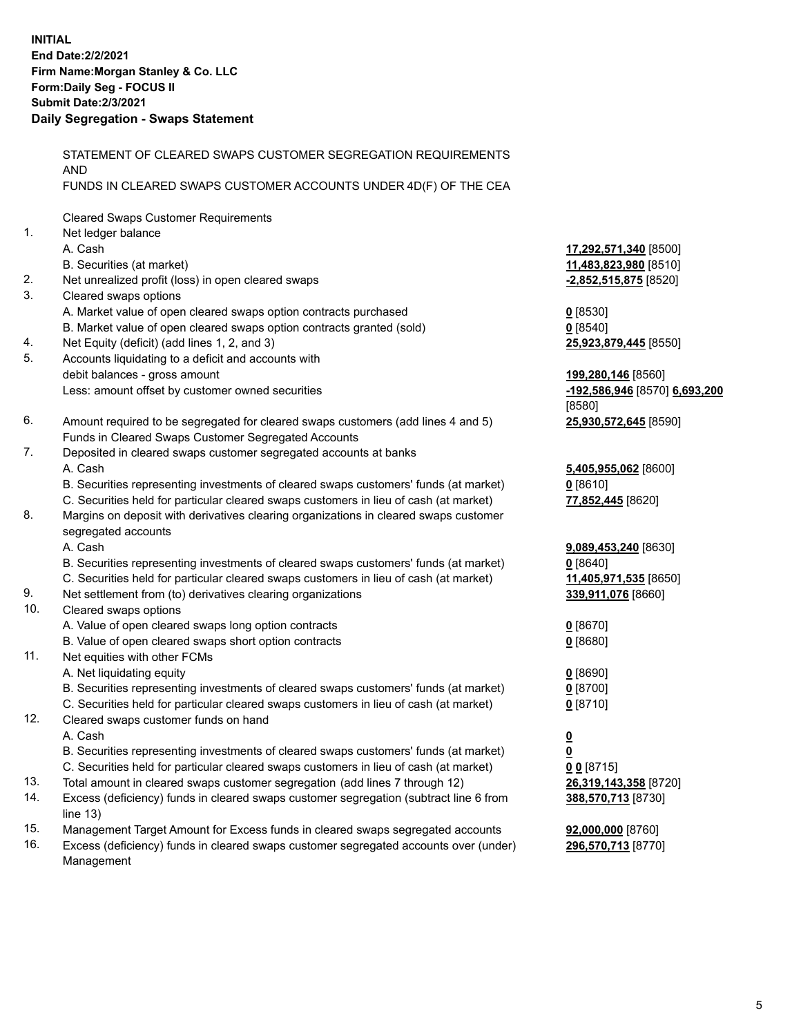**INITIAL**
**End Date:2/2/2021**
**Firm Name:Morgan Stanley & Co. LLC**
**Form:Daily Seg - FOCUS II**
**Submit Date:2/3/2021**
**Daily Segregation - Swaps Statement**

STATEMENT OF CLEARED SWAPS CUSTOMER SEGREGATION REQUIREMENTS AND FUNDS IN CLEARED SWAPS CUSTOMER ACCOUNTS UNDER 4D(F) OF THE CEA

| | | |
|---|---|---|
| | Cleared Swaps Customer Requirements | |
| 1. | Net ledger balance | |
| | A. Cash | **17,292,571,340** [8500] |
| | B. Securities (at market) | **11,483,823,980** [8510] |
| 2. | Net unrealized profit (loss) in open cleared swaps | **-2,852,515,875** [8520] |
| 3. | Cleared swaps options | |
| | A. Market value of open cleared swaps option contracts purchased | **0** [8530] |
| | B. Market value of open cleared swaps option contracts granted (sold) | **0** [8540] |
| 4. | Net Equity (deficit) (add lines 1, 2, and 3) | **25,923,879,445** [8550] |
| 5. | Accounts liquidating to a deficit and accounts with debit balances - gross amount | **199,280,146** [8560] |
| | Less: amount offset by customer owned securities | **-192,586,946** [8570] **6,693,200** [8580] |
| 6. | Amount required to be segregated for cleared swaps customers (add lines 4 and 5) | **25,930,572,645** [8590] |
| | Funds in Cleared Swaps Customer Segregated Accounts | |
| 7. | Deposited in cleared swaps customer segregated accounts at banks | |
| | A. Cash | **5,405,955,062** [8600] |
| | B. Securities representing investments of cleared swaps customers' funds (at market) | **0** [8610] |
| | C. Securities held for particular cleared swaps customers in lieu of cash (at market) | **77,852,445** [8620] |
| 8. | Margins on deposit with derivatives clearing organizations in cleared swaps customer segregated accounts | |
| | A. Cash | **9,089,453,240** [8630] |
| | B. Securities representing investments of cleared swaps customers' funds (at market) | **0** [8640] |
| | C. Securities held for particular cleared swaps customers in lieu of cash (at market) | **11,405,971,535** [8650] |
| 9. | Net settlement from (to) derivatives clearing organizations | **339,911,076** [8660] |
| 10. | Cleared swaps options | |
| | A. Value of open cleared swaps long option contracts | **0** [8670] |
| | B. Value of open cleared swaps short option contracts | **0** [8680] |
| 11. | Net equities with other FCMs | |
| | A. Net liquidating equity | **0** [8690] |
| | B. Securities representing investments of cleared swaps customers' funds (at market) | **0** [8700] |
| | C. Securities held for particular cleared swaps customers in lieu of cash (at market) | **0** [8710] |
| 12. | Cleared swaps customer funds on hand | |
| | A. Cash | **0** |
| | B. Securities representing investments of cleared swaps customers' funds (at market) | **0** |
| | C. Securities held for particular cleared swaps customers in lieu of cash (at market) | **0** **0** [8715] |
| 13. | Total amount in cleared swaps customer segregation (add lines 7 through 12) | **26,319,143,358** [8720] |
| 14. | Excess (deficiency) funds in cleared swaps customer segregation (subtract line 6 from line 13) | **388,570,713** [8730] |
| 15. | Management Target Amount for Excess funds in cleared swaps segregated accounts | **92,000,000** [8760] |
| 16. | Excess (deficiency) funds in cleared swaps customer segregated accounts over (under) Management | **296,570,713** [8770] |